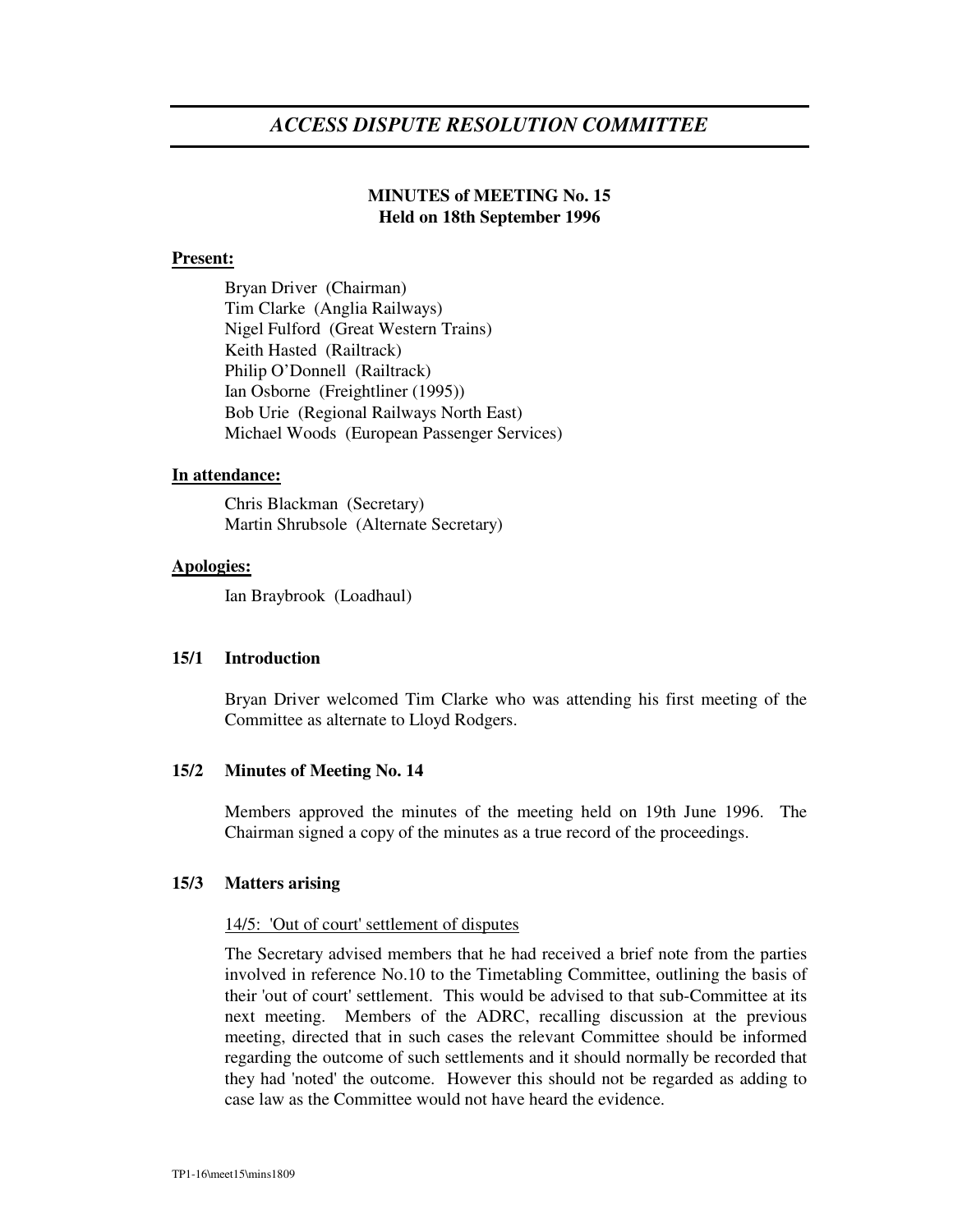# *ACCESS DISPUTE RESOLUTION COMMITTEE*

**MINUTES of MEETING No. 15**
**Held on 18th September 1996**

**Present:**

Bryan Driver (Chairman)
Tim Clarke (Anglia Railways)
Nigel Fulford (Great Western Trains)
Keith Hasted (Railtrack)
Philip O'Donnell (Railtrack)
Ian Osborne (Freightliner (1995))
Bob Urie (Regional Railways North East)
Michael Woods (European Passenger Services)

**In attendance:**

Chris Blackman (Secretary)
Martin Shrubsole (Alternate Secretary)

**Apologies:**

Ian Braybrook (Loadhaul)

## 15/1 Introduction

Bryan Driver welcomed Tim Clarke who was attending his first meeting of the Committee as alternate to Lloyd Rodgers.

## 15/2 Minutes of Meeting No. 14

Members approved the minutes of the meeting held on 19th June 1996. The Chairman signed a copy of the minutes as a true record of the proceedings.

## 15/3 Matters arising

14/5: 'Out of court' settlement of disputes

The Secretary advised members that he had received a brief note from the parties involved in reference No.10 to the Timetabling Committee, outlining the basis of their 'out of court' settlement. This would be advised to that sub-Committee at its next meeting. Members of the ADRC, recalling discussion at the previous meeting, directed that in such cases the relevant Committee should be informed regarding the outcome of such settlements and it should normally be recorded that they had 'noted' the outcome. However this should not be regarded as adding to case law as the Committee would not have heard the evidence.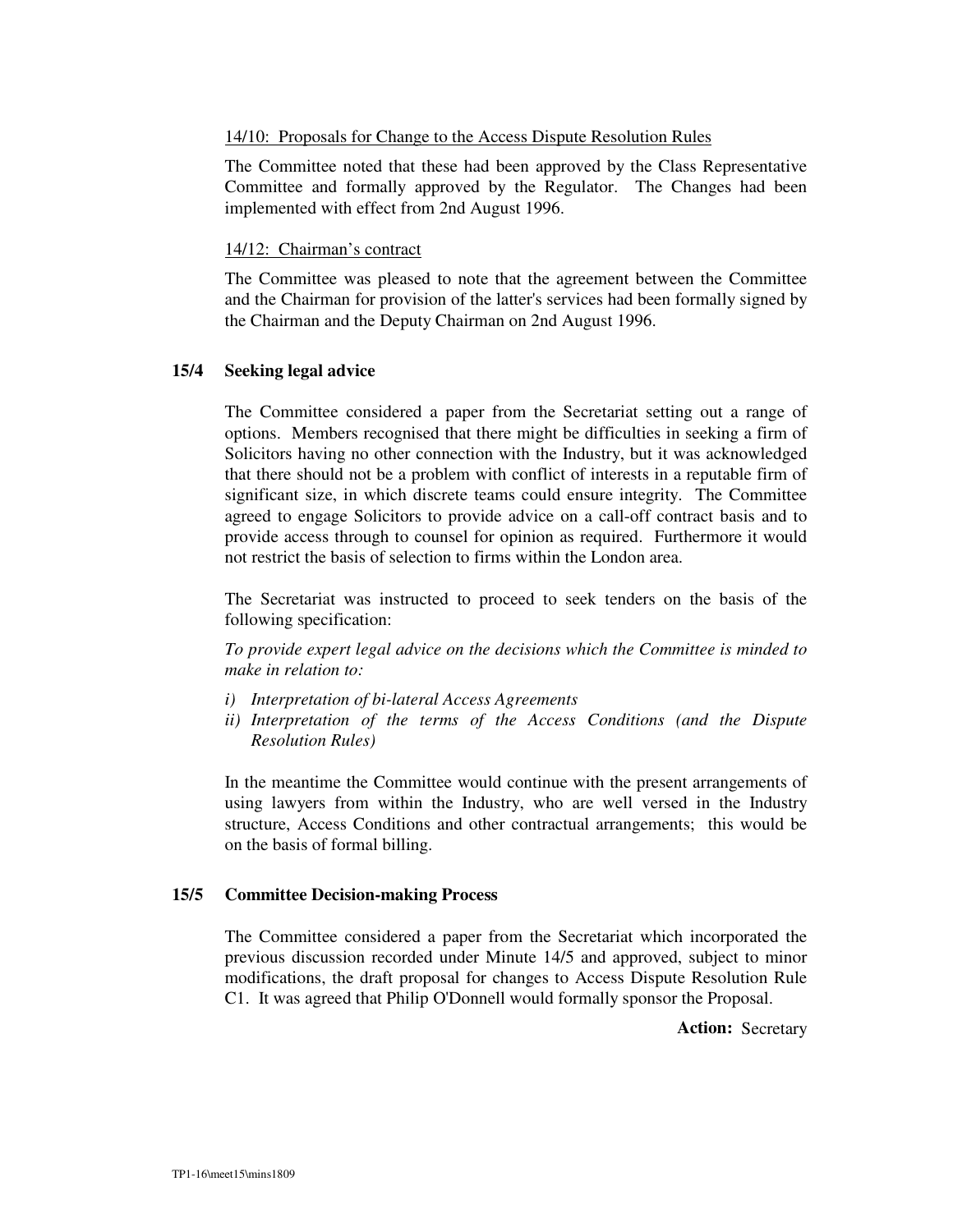14/10: Proposals for Change to the Access Dispute Resolution Rules

The Committee noted that these had been approved by the Class Representative Committee and formally approved by the Regulator. The Changes had been implemented with effect from 2nd August 1996.

14/12: Chairman's contract

The Committee was pleased to note that the agreement between the Committee and the Chairman for provision of the latter's services had been formally signed by the Chairman and the Deputy Chairman on 2nd August 1996.

**15/4 Seeking legal advice**

The Committee considered a paper from the Secretariat setting out a range of options. Members recognised that there might be difficulties in seeking a firm of Solicitors having no other connection with the Industry, but it was acknowledged that there should not be a problem with conflict of interests in a reputable firm of significant size, in which discrete teams could ensure integrity. The Committee agreed to engage Solicitors to provide advice on a call-off contract basis and to provide access through to counsel for opinion as required. Furthermore it would not restrict the basis of selection to firms within the London area.

The Secretariat was instructed to proceed to seek tenders on the basis of the following specification:

*To provide expert legal advice on the decisions which the Committee is minded to make in relation to:*

*i) Interpretation of bi-lateral Access Agreements*
*ii) Interpretation of the terms of the Access Conditions (and the Dispute Resolution Rules)*

In the meantime the Committee would continue with the present arrangements of using lawyers from within the Industry, who are well versed in the Industry structure, Access Conditions and other contractual arrangements; this would be on the basis of formal billing.

**15/5 Committee Decision-making Process**

The Committee considered a paper from the Secretariat which incorporated the previous discussion recorded under Minute 14/5 and approved, subject to minor modifications, the draft proposal for changes to Access Dispute Resolution Rule C1. It was agreed that Philip O'Donnell would formally sponsor the Proposal.

**Action:** Secretary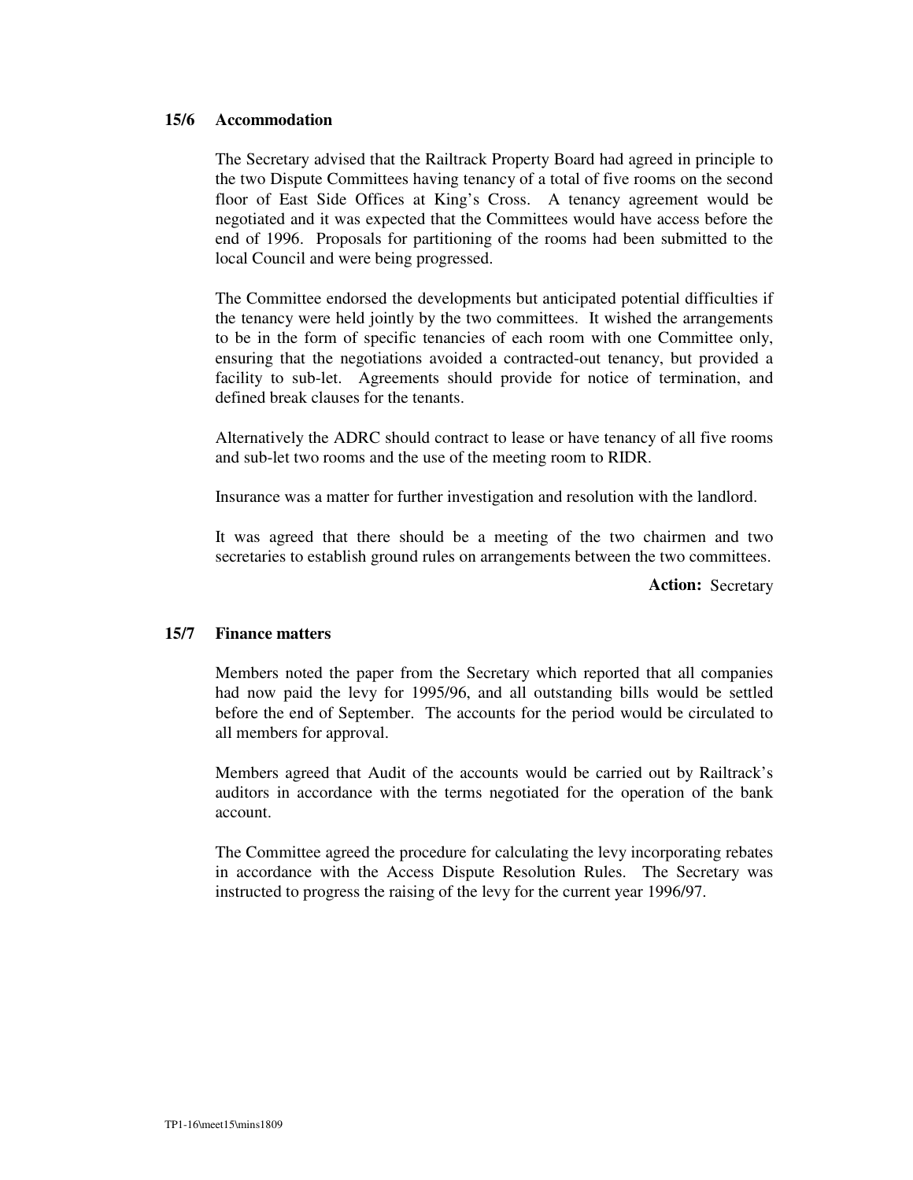## 15/6 Accommodation

The Secretary advised that the Railtrack Property Board had agreed in principle to the two Dispute Committees having tenancy of a total of five rooms on the second floor of East Side Offices at King's Cross. A tenancy agreement would be negotiated and it was expected that the Committees would have access before the end of 1996. Proposals for partitioning of the rooms had been submitted to the local Council and were being progressed.

The Committee endorsed the developments but anticipated potential difficulties if the tenancy were held jointly by the two committees. It wished the arrangements to be in the form of specific tenancies of each room with one Committee only, ensuring that the negotiations avoided a contracted-out tenancy, but provided a facility to sub-let. Agreements should provide for notice of termination, and defined break clauses for the tenants.

Alternatively the ADRC should contract to lease or have tenancy of all five rooms and sub-let two rooms and the use of the meeting room to RIDR.

Insurance was a matter for further investigation and resolution with the landlord.

It was agreed that there should be a meeting of the two chairmen and two secretaries to establish ground rules on arrangements between the two committees.

**Action:** Secretary

## 15/7 Finance matters

Members noted the paper from the Secretary which reported that all companies had now paid the levy for 1995/96, and all outstanding bills would be settled before the end of September. The accounts for the period would be circulated to all members for approval.

Members agreed that Audit of the accounts would be carried out by Railtrack's auditors in accordance with the terms negotiated for the operation of the bank account.

The Committee agreed the procedure for calculating the levy incorporating rebates in accordance with the Access Dispute Resolution Rules. The Secretary was instructed to progress the raising of the levy for the current year 1996/97.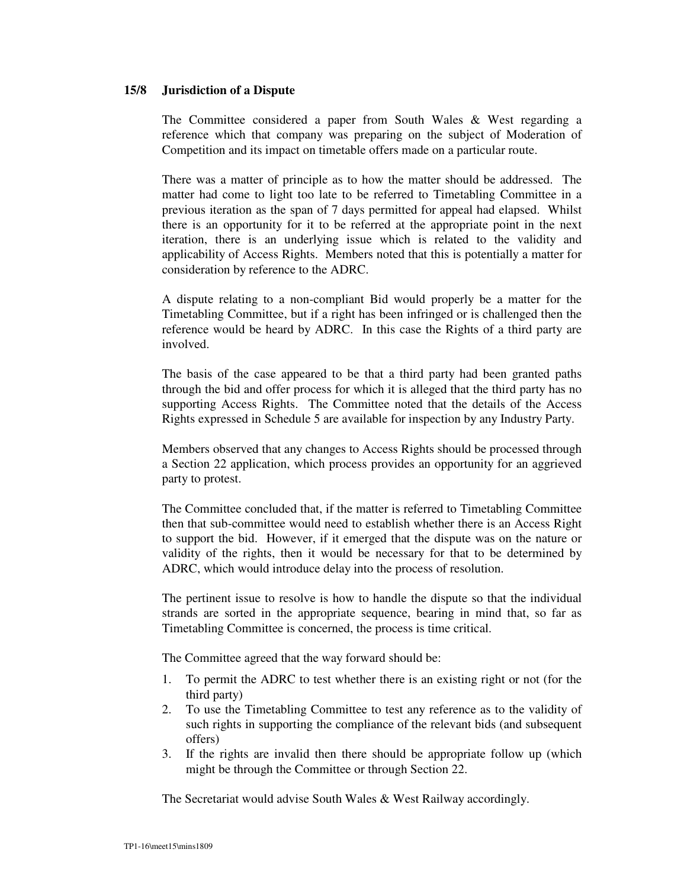### 15/8 Jurisdiction of a Dispute

The Committee considered a paper from South Wales & West regarding a reference which that company was preparing on the subject of Moderation of Competition and its impact on timetable offers made on a particular route.

There was a matter of principle as to how the matter should be addressed. The matter had come to light too late to be referred to Timetabling Committee in a previous iteration as the span of 7 days permitted for appeal had elapsed. Whilst there is an opportunity for it to be referred at the appropriate point in the next iteration, there is an underlying issue which is related to the validity and applicability of Access Rights. Members noted that this is potentially a matter for consideration by reference to the ADRC.

A dispute relating to a non-compliant Bid would properly be a matter for the Timetabling Committee, but if a right has been infringed or is challenged then the reference would be heard by ADRC. In this case the Rights of a third party are involved.

The basis of the case appeared to be that a third party had been granted paths through the bid and offer process for which it is alleged that the third party has no supporting Access Rights. The Committee noted that the details of the Access Rights expressed in Schedule 5 are available for inspection by any Industry Party.

Members observed that any changes to Access Rights should be processed through a Section 22 application, which process provides an opportunity for an aggrieved party to protest.

The Committee concluded that, if the matter is referred to Timetabling Committee then that sub-committee would need to establish whether there is an Access Right to support the bid. However, if it emerged that the dispute was on the nature or validity of the rights, then it would be necessary for that to be determined by ADRC, which would introduce delay into the process of resolution.

The pertinent issue to resolve is how to handle the dispute so that the individual strands are sorted in the appropriate sequence, bearing in mind that, so far as Timetabling Committee is concerned, the process is time critical.

The Committee agreed that the way forward should be:

1. To permit the ADRC to test whether there is an existing right or not (for the third party)
2. To use the Timetabling Committee to test any reference as to the validity of such rights in supporting the compliance of the relevant bids (and subsequent offers)
3. If the rights are invalid then there should be appropriate follow up (which might be through the Committee or through Section 22.

The Secretariat would advise South Wales & West Railway accordingly.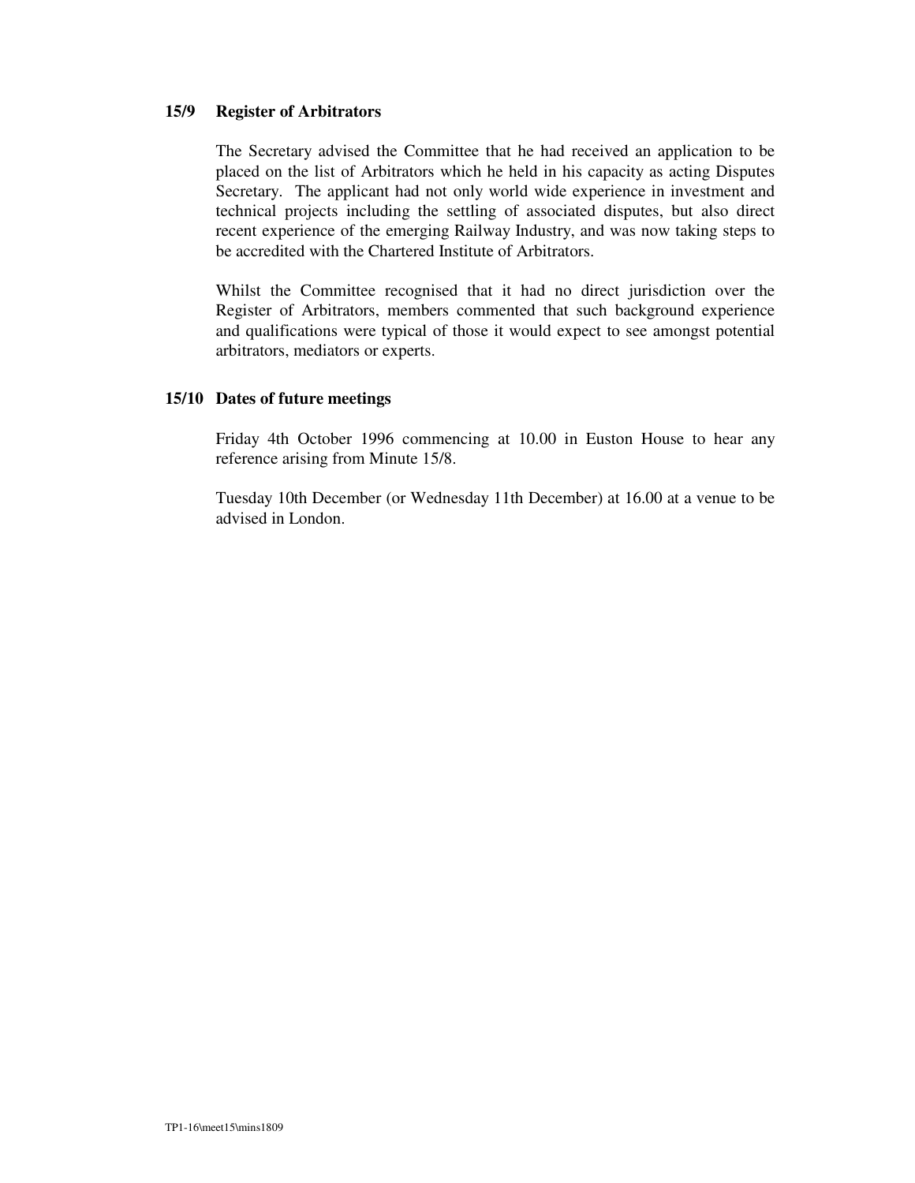**15/9 Register of Arbitrators**

The Secretary advised the Committee that he had received an application to be placed on the list of Arbitrators which he held in his capacity as acting Disputes Secretary. The applicant had not only world wide experience in investment and technical projects including the settling of associated disputes, but also direct recent experience of the emerging Railway Industry, and was now taking steps to be accredited with the Chartered Institute of Arbitrators.

Whilst the Committee recognised that it had no direct jurisdiction over the Register of Arbitrators, members commented that such background experience and qualifications were typical of those it would expect to see amongst potential arbitrators, mediators or experts.

**15/10 Dates of future meetings**

Friday 4th October 1996 commencing at 10.00 in Euston House to hear any reference arising from Minute 15/8.

Tuesday 10th December (or Wednesday 11th December) at 16.00 at a venue to be advised in London.

TP1-16\meet15\mins1809